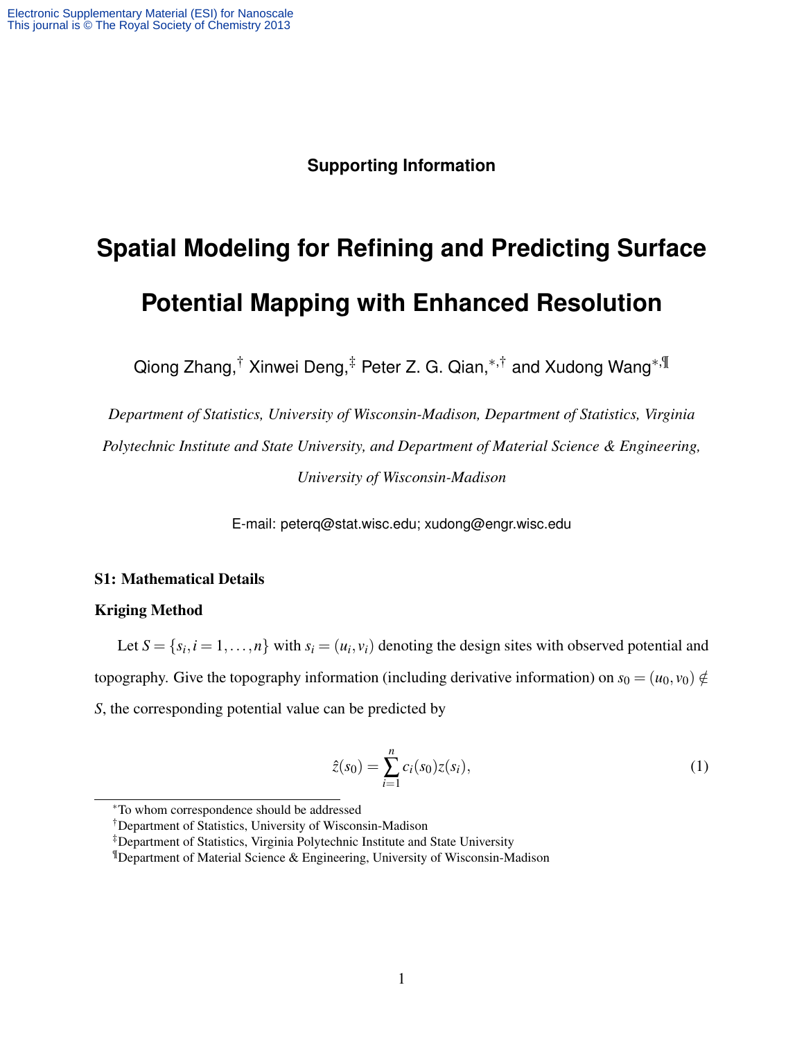Electronic Supplementary Material (ESI) for Nanoscale
This journal is © The Royal Society of Chemistry 2013

**Supporting Information**

# Spatial Modeling for Refining and Predicting Surface Potential Mapping with Enhanced Resolution

Qiong Zhang,[†] Xinwei Deng,[‡] Peter Z. G. Qian,[*,†] and Xudong Wang[*,¶]

*Department of Statistics, University of Wisconsin-Madison, Department of Statistics, Virginia Polytechnic Institute and State University, and Department of Material Science & Engineering, University of Wisconsin-Madison*

E-mail: peterq@stat.wisc.edu; xudong@engr.wisc.edu

## S1: Mathematical Details

### Kriging Method

Let $S = \{s_i, i = 1, \ldots, n\}$ with $s_i = (u_i, v_i)$ denoting the design sites with observed potential and topography. Give the topography information (including derivative information) on $s_0 = (u_0, v_0) \notin S$, the corresponding potential value can be predicted by

$$\hat{z}(s_0) = \sum_{i=1}^{n} c_i(s_0) z(s_i), \tag{1}$$

[*] To whom correspondence should be addressed

[†] Department of Statistics, University of Wisconsin-Madison

[‡] Department of Statistics, Virginia Polytechnic Institute and State University

[¶] Department of Material Science & Engineering, University of Wisconsin-Madison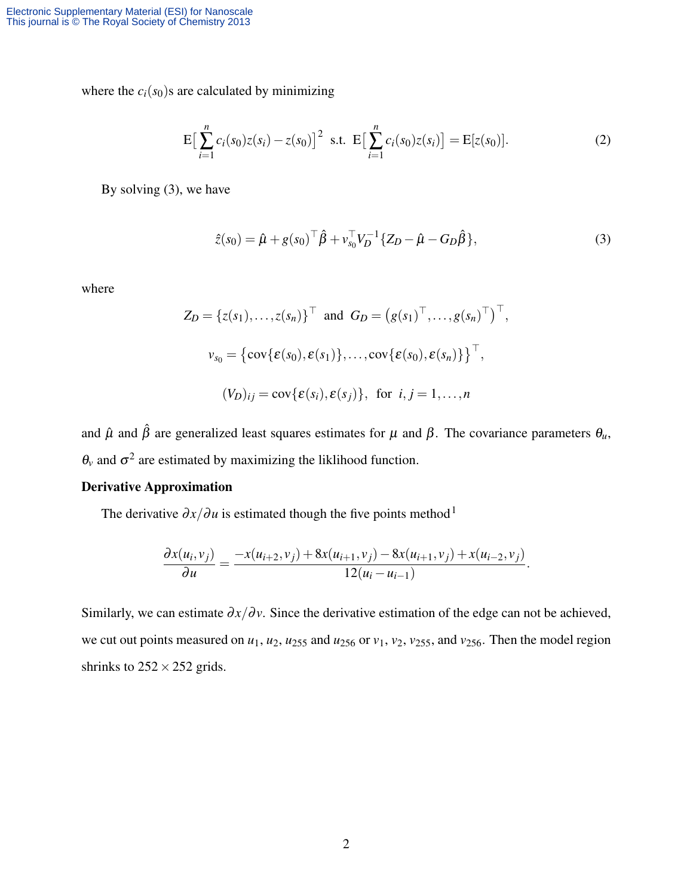where the $c_i(s_0)$s are calculated by minimizing

$$\mathrm{E}\big[\sum_{i=1}^{n} c_i(s_0) z(s_i) - z(s_0)\big]^2 \;\text{ s.t. }\; \mathrm{E}\big[\sum_{i=1}^{n} c_i(s_0) z(s_i)\big] = \mathrm{E}[z(s_0)]. \tag{2}$$

By solving (3), we have

$$\hat{z}(s_0) = \hat{\mu} + g(s_0)^\top \hat{\beta} + v_{s_0}^\top V_D^{-1} \{Z_D - \hat{\mu} - G_D \hat{\beta}\}, \tag{3}$$

where

$$Z_D = \{z(s_1), \ldots, z(s_n)\}^\top \text{ and } G_D = \left(g(s_1)^\top, \ldots, g(s_n)^\top\right)^\top,$$

$$v_{s_0} = \left\{\mathrm{cov}\{\varepsilon(s_0), \varepsilon(s_1)\}, \ldots, \mathrm{cov}\{\varepsilon(s_0), \varepsilon(s_n)\}\right\}^\top,$$

$$(V_D)_{ij} = \mathrm{cov}\{\varepsilon(s_i), \varepsilon(s_j)\}, \text{ for } i, j = 1, \ldots, n$$

and $\hat{\mu}$ and $\hat{\beta}$ are generalized least squares estimates for $\mu$ and $\beta$. The covariance parameters $\theta_u$, $\theta_v$ and $\sigma^2$ are estimated by maximizing the liklihood function.

**Derivative Approximation**

The derivative $\partial x / \partial u$ is estimated though the five points method[1]

$$\frac{\partial x(u_i, v_j)}{\partial u} = \frac{-x(u_{i+2}, v_j) + 8x(u_{i+1}, v_j) - 8x(u_{i+1}, v_j) + x(u_{i-2}, v_j)}{12(u_i - u_{i-1})}.$$

Similarly, we can estimate $\partial x / \partial v$. Since the derivative estimation of the edge can not be achieved, we cut out points measured on $u_1$, $u_2$, $u_{255}$ and $u_{256}$ or $v_1$, $v_2$, $v_{255}$, and $v_{256}$. Then the model region shrinks to $252 \times 252$ grids.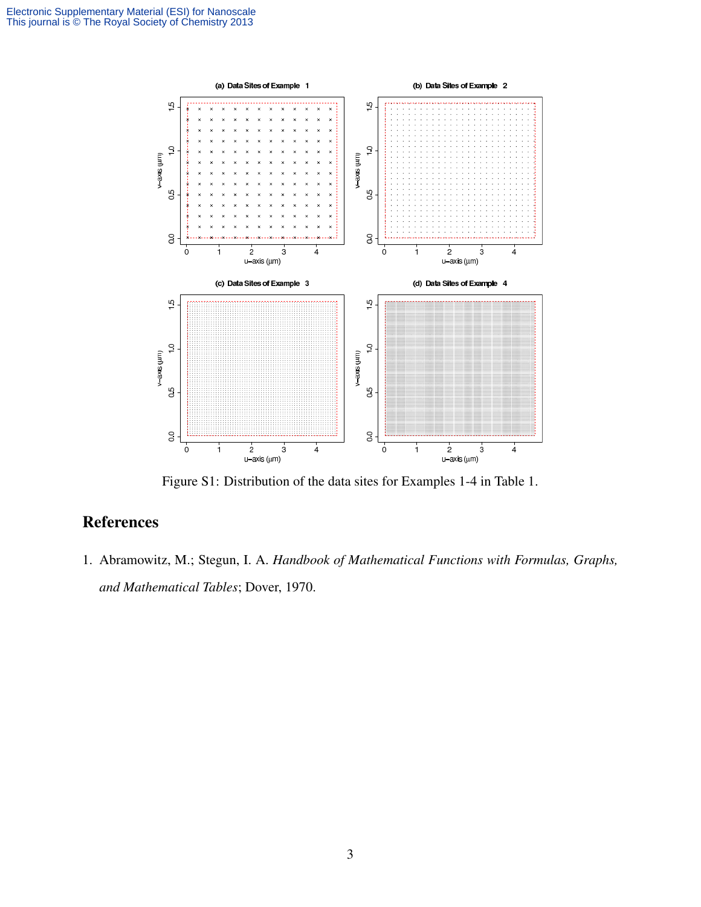(a) Data Sites of Example 1

v–axis (μm)

u–axis (μm)

0.0 0.5 1.0 1.5

0 1 2 3 4

(b) Data Sites of Example 2

v–axis (μm)

u–axis (μm)

0.0 0.5 1.0 1.5

0 1 2 3 4

(c) Data Sites of Example 3

v–axis (μm)

u–axis (μm)

0.0 0.5 1.0 1.5

0 1 2 3 4

(d) Data Sites of Example 4

v–axis (μm)

u–axis (μm)

0.0 0.5 1.0 1.5

0 1 2 3 4

Figure S1: Distribution of the data sites for Examples 1-4 in Table 1.

## References

1. Abramowitz, M.; Stegun, I. A. *Handbook of Mathematical Functions with Formulas, Graphs, and Mathematical Tables*; Dover, 1970.